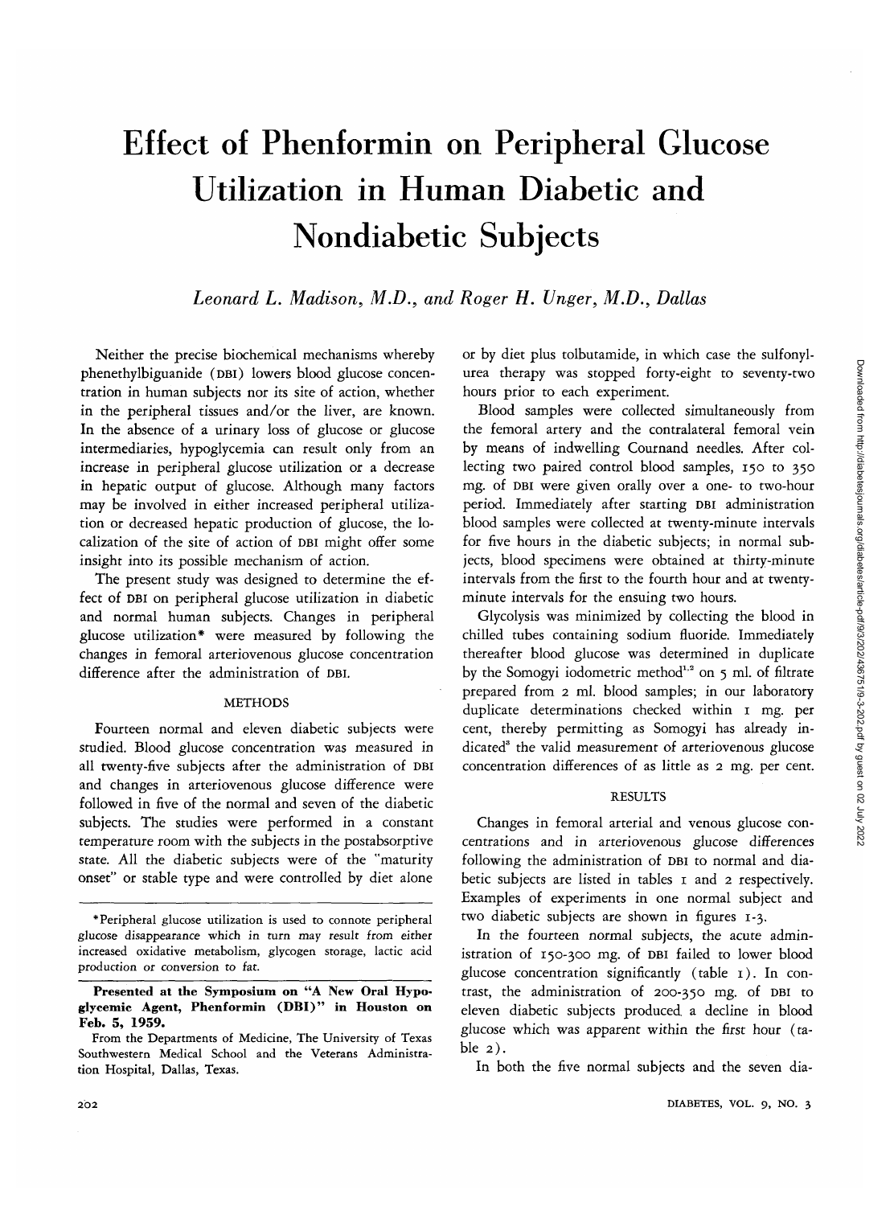# Effect of Phenformin on Peripheral Glucose Utilization in Human Diabetic and Nondiabetic Subjects

*Leonard L. Madison, M.D., and Roger H. Unger, M.D., Dallas*

Neither the precise biochemical mechanisms whereby phenethylbiguanide (DBI) lowers blood glucose concentration in human subjects nor its site of action, whether in the peripheral tissues and/or the liver, are known. In the absence of a urinary loss of glucose or glucose intermediaries, hypoglycemia can result only from an increase in peripheral glucose utilization or a decrease in hepatic output of glucose. Although many factors may be involved in either increased peripheral utilization or decreased hepatic production of glucose, the localization of the site of action of DBI might offer some insight into its possible mechanism of action.

The present study was designed to determine the effect of DBI on peripheral glucose utilization in diabetic and normal human subjects. Changes in peripheral glucose utilization* were measured by following the changes in femoral arteriovenous glucose concentration difference after the administration of DBI.

## METHODS

Fourteen normal and eleven diabetic subjects were studied. Blood glucose concentration was measured in all twenty-five subjects after the administration of DBI and changes in arteriovenous glucose difference were followed in five of the normal and seven of the diabetic subjects. The studies were performed in a constant temperature room with the subjects in the postabsorptive state. All the diabetic subjects were of the "maturity onset" or stable type and were controlled by diet alone or by diet plus tolbutamide, in which case the sulfonylurea therapy was stopped forty-eight to seventy-two hours prior to each experiment.

Blood samples were collected simultaneously from the femoral artery and the contralateral femoral vein by means of indwelling Cournand needles. After collecting two paired control blood samples, 150 to 350 mg. of DBI were given orally over a one- to two-hour period. Immediately after starting DBI administration blood samples were collected at twenty-minute intervals for five hours in the diabetic subjects; in normal subjects, blood specimens were obtained at thirty-minute intervals from the first to the fourth hour and at twenty-minute intervals for the ensuing two hours.

Glycolysis was minimized by collecting the blood in chilled tubes containing sodium fluoride. Immediately thereafter blood glucose was determined in duplicate by the Somogyi iodometric method[1,2] on 5 ml. of filtrate prepared from 2 ml. blood samples; in our laboratory duplicate determinations checked within 1 mg. per cent, thereby permitting as Somogyi has already indicated[3] the valid measurement of arteriovenous glucose concentration differences of as little as 2 mg. per cent.

## RESULTS

Changes in femoral arterial and venous glucose concentrations and in arteriovenous glucose differences following the administration of DBI to normal and diabetic subjects are listed in tables 1 and 2 respectively. Examples of experiments in one normal subject and two diabetic subjects are shown in figures 1-3.

In the fourteen normal subjects, the acute administration of 150-300 mg. of DBI failed to lower blood glucose concentration significantly (table 1). In contrast, the administration of 200-350 mg. of DBI to eleven diabetic subjects produced a decline in blood glucose which was apparent within the first hour (table 2).

In both the five normal subjects and the seven dia-

---

*Peripheral glucose utilization is used to connote peripheral glucose disappearance which in turn may result from either increased oxidative metabolism, glycogen storage, lactic acid production or conversion to fat.

**Presented at the Symposium on "A New Oral Hypoglycemic Agent, Phenformin (DBI)" in Houston on Feb. 5, 1959.**

From the Departments of Medicine, The University of Texas Southwestern Medical School and the Veterans Administration Hospital, Dallas, Texas.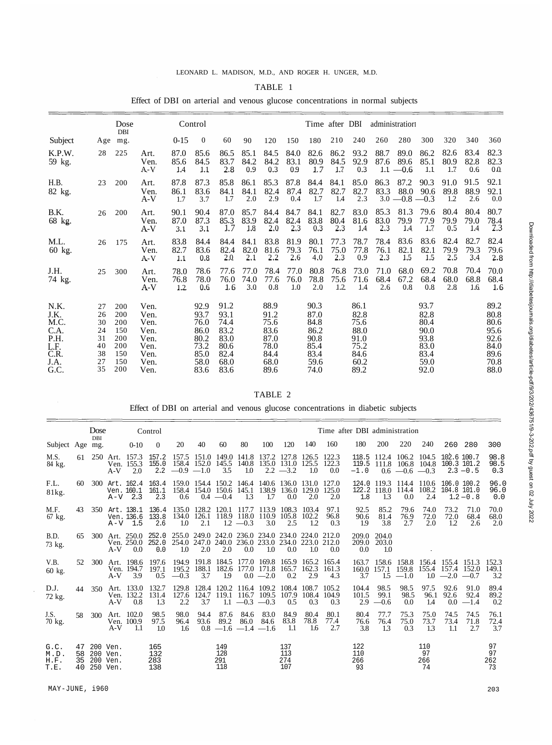TABLE 1

Effect of DBI on arterial and venous glucose concentrations in normal subjects

| Subject | Age | Dose DBI mg. | | Control 0-15 | 0 | 60 | 90 | 120 | 150 | 180 | 210 | 240 | 260 | 280 | 300 | 320 | 340 | 360 |
|---|---|---|---|---|---|---|---|---|---|---|---|---|---|---|---|---|---|---|
| | | | | | | Time after DBI administration | | | | | | | | | | | | |
| K.P.W. 59 kg. | 28 | 225 | Art. | 87.0 | 85.6 | 86.5 | 85.1 | 84.5 | 84.0 | 82.6 | 86.2 | 93.2 | 88.7 | 89.0 | 86.2 | 82.6 | 83.4 | 82.3 |
| | | | Ven. | 85.6 | 84.5 | 83.7 | 84.2 | 84.2 | 83.1 | 80.9 | 84.5 | 92.9 | 87.6 | 89.6 | 85.1 | 80.9 | 82.8 | 82.3 |
| | | | A-V | 1.4 | 1.1 | 2.8 | 0.9 | 0.3 | 0.9 | 1.7 | 1.7 | 0.3 | 1.1 | —0.6 | 1.1 | 1.7 | 0.6 | 0.0 |
| H.B. 82 kg. | 23 | 200 | Art. | 87.8 | 87.3 | 85.8 | 86.1 | 85.3 | 87.8 | 84.4 | 84.1 | 85.0 | 86.3 | 87.2 | 90.3 | 91.0 | 91.5 | 92.1 |
| | | | Ven. | 86.1 | 83.6 | 84.1 | 84.1 | 82.4 | 87.4 | 82.7 | 82.7 | 82.7 | 83.3 | 88.0 | 90.6 | 89.8 | 88.9 | 92.1 |
| | | | A-V | 1.7 | 3.7 | 1.7 | 2.0 | 2.9 | 0.4 | 1.7 | 1.4 | 2.3 | 3.0 | —0.8 | —0.3 | 1.2 | 2.6 | 0.0 |
| B.K. 68 kg. | 26 | 200 | Art. | 90.1 | 90.4 | 87.0 | 85.7 | 84.4 | 84.7 | 84.1 | 82.7 | 83.0 | 85.3 | 81.3 | 79.6 | 80.4 | 80.4 | 80.7 |
| | | | Ven. | 87.0 | 87.3 | 85.3 | 83.9 | 82.4 | 82.4 | 83.8 | 80.4 | 81.6 | 83.0 | 79.9 | 77.9 | 79.9 | 79.0 | 78.4 |
| | | | A-V | 3.1 | 3.1 | 1.7 | 1.8 | 2.0 | 2.3 | 0.3 | 2.3 | 1.4 | 2.3 | 1.4 | 1.7 | 0.5 | 1.4 | 2.3 |
| M.L. 60 kg. | 26 | 175 | Art. | 83.8 | 84.4 | 84.4 | 84.1 | 83.8 | 81.9 | 80.1 | 77.3 | 78.7 | 78.4 | 83.6 | 83.6 | 82.4 | 82.7 | 82.4 |
| | | | Ven. | 82.7 | 83.6 | 82.4 | 82.0 | 81.6 | 79.3 | 76.1 | 75.0 | 77.8 | 76.1 | 82.1 | 82.1 | 79.9 | 79.3 | 79.6 |
| | | | A-V | 1.1 | 0.8 | 2.0 | 2.1 | 2.2 | 2.6 | 4.0 | 2.3 | 0.9 | 2.3 | 1.5 | 1.5 | 2.5 | 3.4 | 2.8 |
| J.H. 74 kg. | 25 | 300 | Art. | 78.0 | 78.6 | 77.6 | 77.0 | 78.4 | 77.0 | 80.8 | 76.8 | 73.0 | 71.0 | 68.0 | 69.2 | 70.8 | 70.4 | 70.0 |
| | | | Ven. | 76.8 | 78.0 | 76.0 | 74.0 | 77.6 | 76.0 | 78.8 | 75.6 | 71.6 | 68.4 | 67.2 | 68.4 | 68.0 | 68.8 | 68.4 |
| | | | A-V | 1.2 | 0.6 | 1.6 | 3.0 | 0.8 | 1.0 | 2.0 | 1.2 | 1.4 | 2.6 | 0.8 | 0.8 | 2.8 | 1.6 | 1.6 |
| N.K. | 27 | 200 | Ven. | | 92.9 | 91.2 | | 88.9 | | 90.3 | | 86.1 | | | 93.7 | | | 89.2 |
| J.K. | 26 | 200 | Ven. | | 93.7 | 93.1 | | 91.2 | | 87.0 | | 82.8 | | | 82.8 | | | 80.8 |
| M.C. | 30 | 200 | Ven. | | 76.0 | 74.4 | | 75.6 | | 84.8 | | 75.6 | | | 80.4 | | | 80.6 |
| C.A. | 24 | 150 | Ven. | | 86.0 | 83.2 | | 83.6 | | 86.2 | | 88.0 | | | 90.0 | | | 95.6 |
| P.H. | 31 | 200 | Ven. | | 80.2 | 83.0 | | 87.0 | | 90.8 | | 91.0 | | | 93.8 | | | 92.6 |
| L.F. | 40 | 200 | Ven. | | 73.2 | 80.6 | | 78.0 | | 85.4 | | 75.2 | | | 83.0 | | | 84.0 |
| C.R. | 38 | 150 | Ven. | | 85.0 | 82.4 | | 84.4 | | 83.4 | | 84.6 | | | 83.4 | | | 89.6 |
| J.A. | 27 | 150 | Ven. | | 58.0 | 68.0 | | 68.0 | | 59.6 | | 60.2 | | | 59.0 | | | 70.8 |
| G.C. | 35 | 200 | Ven. | | 83.6 | 83.6 | | 89.6 | | 74.0 | | 89.2 | | | 92.0 | | | 88.0 |

TABLE 2

Effect of DBI on arterial and venous glucose concentrations in diabetic subjects

| Subject | Age | Dose DBI mg. | | Control 0-10 | 0 | 20 | 40 | 60 | 80 | 100 | 120 | 140 | 160 | 180 | 200 | 220 | 240 | 260 | 280 | 300 |
|---|---|---|---|---|---|---|---|---|---|---|---|---|---|---|---|---|---|---|---|---|
| | | | | | | Time after DBI administration | | | | | | | | | | | | | | |
| M.S. 84 kg. | 61 | 250 | Art. | 157.3 | 157.2 | 157.5 | 151.0 | 149.0 | 141.8 | 137.2 | 127.8 | 126.5 | 122.3 | 118.5 | 112.4 | 106.2 | 104.5 | 102.6 | 100.7 | 98.8 |
| | | | Ven. | 155.3 | 155.0 | 158.4 | 152.0 | 145.5 | 140.8 | 135.0 | 131.0 | 125.5 | 122.3 | 119.5 | 111.8 | 106.8 | 104.8 | 100.3 | 101.2 | 98.5 |
| | | | A-V | 2.0 | 2.2 | —0.9 | —1.0 | 3.5 | 1.0 | 2.2 | —3.2 | 1.0 | 0.0 | —1.0 | 0.6 | —0.6 | —0.3 | 2.3 | —0.5 | 0.3 |
| F.L. 81kg. | 60 | 300 | Art. | 162.4 | 163.4 | 159.0 | 154.4 | 150.2 | 146.4 | 140.6 | 136.0 | 131.0 | 127.0 | 124.0 | 119.3 | 114.4 | 110.6 | 106.0 | 100.2 | 96.0 |
| | | | Ven. | 160.1 | 161.1 | 158.4 | 154.0 | 150.6 | 145.1 | 138.9 | 136.0 | 129.0 | 125.0 | 122.2 | 118.0 | 114.4 | 108.2 | 104.8 | 101.0 | 96.0 |
| | | | A-V | 2.3 | 2.3 | 0.6 | 0.4 | —0.4 | 1.3 | 1.7 | 0.0 | 2.0 | 2.0 | 1.8 | 1.3 | 0.0 | 2.4 | 1.2 | —0.8 | 0.0 |
| M.F. 67 kg. | 43 | 350 | Art. | 138.1 | 136.4 | 135.0 | 128.2 | 120.1 | 117.7 | 113.9 | 108.3 | 103.4 | 97.1 | 92.5 | 85.2 | 79.6 | 74.0 | 73.2 | 71.0 | 70.0 |
| | | | Ven. | 136.6 | 133.8 | 134.0 | 126.1 | 118.9 | 118.0 | 110.9 | 105.8 | 102.2 | 96.8 | 90.6 | 81.4 | 76.9 | 72.0 | 72.0 | 68.4 | 68.0 |
| | | | A-V | 1.5 | 2.6 | 1.0 | 2.1 | 1.2 | —0.3 | 3.0 | 2.5 | 1.2 | 0.3 | 1.9 | 3.8 | 2.7 | 2.0 | 1.2 | 2.6 | 2.0 |
| B.D. 73 kg. | 65 | 300 | Art. | 250.0 | 252.0 | 255.0 | 249.0 | 242.0 | 236.0 | 234.0 | 234.0 | 224.0 | 212.0 | 209.0 | 204.0 | | | | | |
| | | | Ven. | 250.0 | 252.0 | 254.0 | 247.0 | 240.0 | 236.0 | 233.0 | 234.0 | 223.0 | 212.0 | 209.0 | 203.0 | | | | | |
| | | | A-V | 0.0 | 0.0 | 1.0 | 2.0 | 2.0 | 0.0 | 1.0 | 0.0 | 1.0 | 0.0 | 0.0 | 1.0 | | | | | |
| V.B. 60 kg. | 52 | 300 | Art. | 198.6 | 197.6 | 194.9 | 191.8 | 184.5 | 177.0 | 169.8 | 165.9 | 165.2 | 165.4 | 163.7 | 158.6 | 158.8 | 156.4 | 155.4 | 151.3 | 152.3 |
| | | | Ven. | 194.7 | 197.1 | 195.2 | 188.1 | 182.6 | 177.0 | 171.8 | 165.7 | 162.3 | 161.3 | 160.0 | 157.1 | 159.8 | 155.4 | 157.4 | 152.0 | 149.1 |
| | | | A-V | 3.9 | 0.5 | —0.3 | 3.7 | 1.9 | 0.0 | —2.0 | 0.2 | 2.9 | 4.3 | 3.7 | 1.5 | —1.0 | 1.0 | —2.0 | —0.7 | 3.2 |
| D.J. 72 kg. | 44 | 350 | Art. | 133.0 | 132.7 | 129.8 | 128.4 | 120.2 | 116.4 | 109.2 | 108.4 | 108.7 | 105.2 | 104.4 | 98.5 | 98.5 | 97.5 | 92.6 | 91.0 | 89.4 |
| | | | Ven. | 132.2 | 131.4 | 127.6 | 124.7 | 119.1 | 116.7 | 109.5 | 107.9 | 108.4 | 104.9 | 101.5 | 99.1 | 98.5 | 96.1 | 92.6 | 92.4 | 89.2 |
| | | | A-V | 0.8 | 1.3 | 2.2 | 3.7 | 1.1 | —0.3 | —0.3 | 0.5 | 0.3 | 0.3 | 2.9 | —0.6 | 0.0 | 1.4 | 0.0 | —1.4 | 0.2 |
| J.S. 70 kg. | 58 | 300 | Art. | 102.0 | 98.5 | 98.0 | 94.4 | 87.6 | 84.6 | 83.0 | 84.9 | 80.4 | 80.1 | 80.4 | 77.7 | 75.3 | 75.0 | 74.5 | 74.5 | 76.1 |
| | | | Ven. | 100.9 | 97.5 | 96.4 | 93.6 | 89.2 | 86.0 | 84.6 | 83.8 | 78.8 | 77.4 | 76.6 | 76.4 | 75.0 | 73.7 | 73.4 | 71.8 | 72.4 |
| | | | A-V | 1.1 | 1.0 | 1.6 | 0.8 | —1.6 | —1.4 | —1.6 | 1.1 | 1.6 | 2.7 | 3.8 | 1.3 | 0.3 | 1.3 | 1.1 | 2.7 | 3.7 |
| G.C. | 47 | 200 | Ven. | | 165 | | | 149 | | | 137 | | | 122 | | | 110 | | | 97 |
| M.D. | 58 | 200 | Ven. | | 132 | | | 128 | | | 113 | | | 110 | | | 97 | | | 97 |
| H.F. | 35 | 200 | Ven. | | 283 | | | 291 | | | 274 | | | 266 | | | 266 | | | 262 |
| T.E. | 40 | 250 | Ven. | | 138 | | | 118 | | | 107 | | | 93 | | | 74 | | | 73 |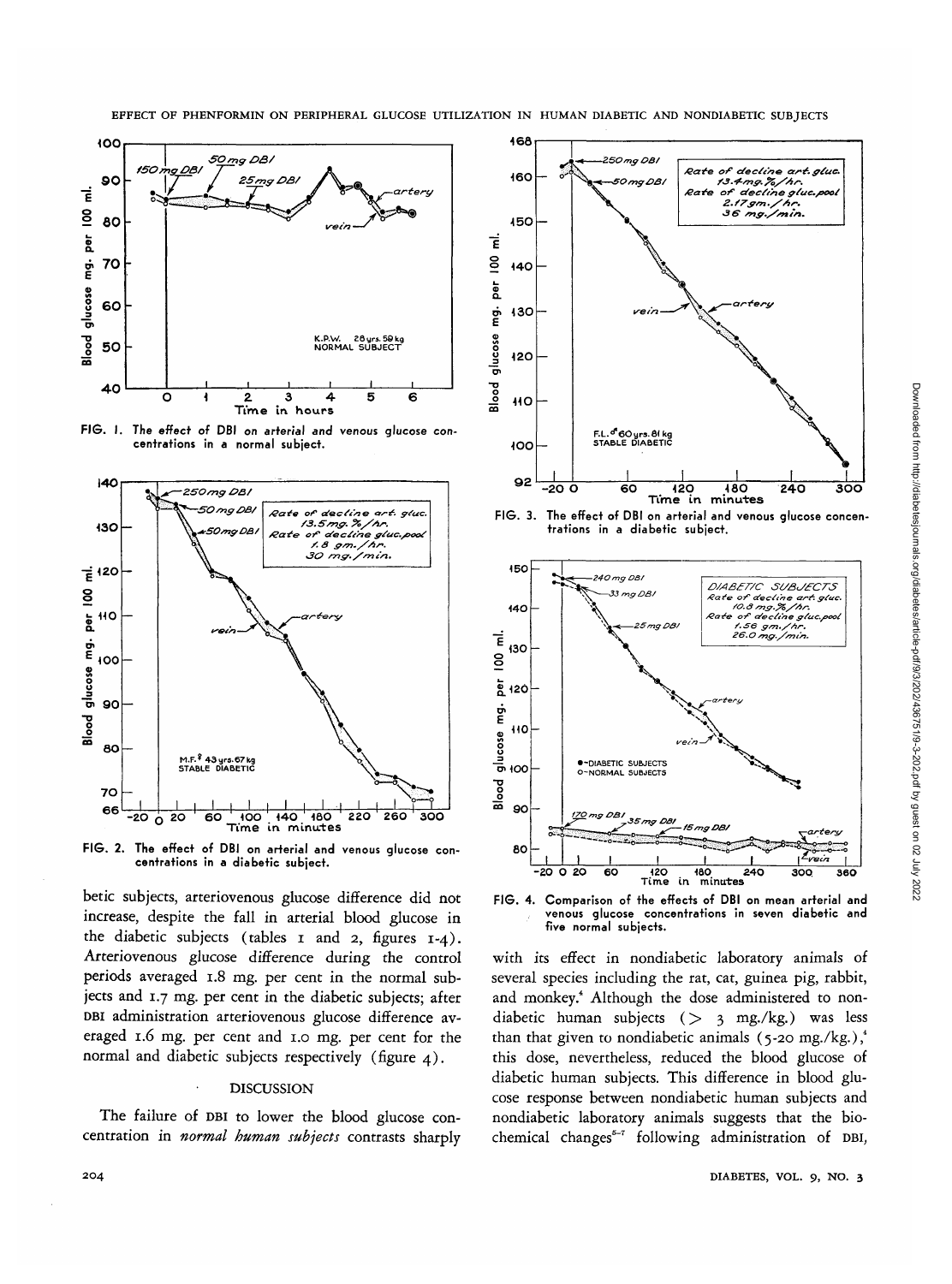FIG. 1. The effect of DBI on arterial and venous glucose concentrations in a normal subject.

FIG. 2. The effect of DBI on arterial and venous glucose concentrations in a diabetic subject.

FIG. 3. The effect of DBI on arterial and venous glucose concentrations in a diabetic subject.

FIG. 4. Comparison of the effects of DBI on mean arterial and venous glucose concentrations in seven diabetic and five normal subjects.

betic subjects, arteriovenous glucose difference did not increase, despite the fall in arterial blood glucose in the diabetic subjects (tables 1 and 2, figures 1-4). Arteriovenous glucose difference during the control periods averaged 1.8 mg. per cent in the normal subjects and 1.7 mg. per cent in the diabetic subjects; after DBI administration arteriovenous glucose difference averaged 1.6 mg. per cent and 1.0 mg. per cent for the normal and diabetic subjects respectively (figure 4).

## DISCUSSION

The failure of DBI to lower the blood glucose concentration in *normal human subjects* contrasts sharply with its effect in nondiabetic laboratory animals of several species including the rat, cat, guinea pig, rabbit, and monkey.[4] Although the dose administered to nondiabetic human subjects (> 3 mg./kg.) was less than that given to nondiabetic animals (5-20 mg./kg.),[4] this dose, nevertheless, reduced the blood glucose of diabetic human subjects. This difference in blood glucose response between nondiabetic human subjects and nondiabetic laboratory animals suggests that the biochemical changes[5-7] following administration of DBI,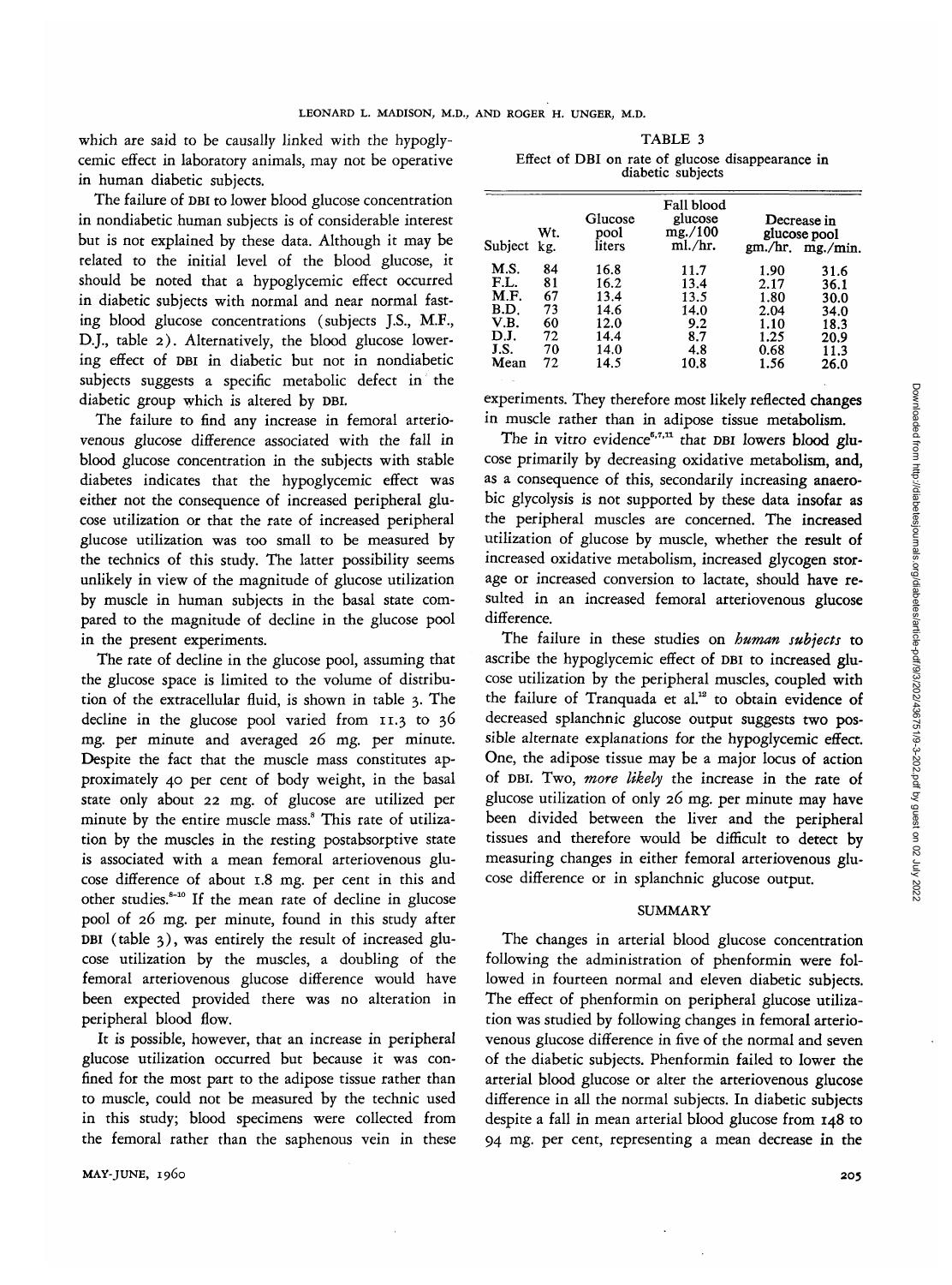which are said to be causally linked with the hypoglycemic effect in laboratory animals, may not be operative in human diabetic subjects.

The failure of DBI to lower blood glucose concentration in nondiabetic human subjects is of considerable interest but is not explained by these data. Although it may be related to the initial level of the blood glucose, it should be noted that a hypoglycemic effect occurred in diabetic subjects with normal and near normal fasting blood glucose concentrations (subjects J.S., M.F., D.J., table 2). Alternatively, the blood glucose lowering effect of DBI in diabetic but not in nondiabetic subjects suggests a specific metabolic defect in the diabetic group which is altered by DBI.

The failure to find any increase in femoral arteriovenous glucose difference associated with the fall in blood glucose concentration in the subjects with stable diabetes indicates that the hypoglycemic effect was either not the consequence of increased peripheral glucose utilization or that the rate of increased peripheral glucose utilization was too small to be measured by the technics of this study. The latter possibility seems unlikely in view of the magnitude of glucose utilization by muscle in human subjects in the basal state compared to the magnitude of decline in the glucose pool in the present experiments.

The rate of decline in the glucose pool, assuming that the glucose space is limited to the volume of distribution of the extracellular fluid, is shown in table 3. The decline in the glucose pool varied from 11.3 to 36 mg. per minute and averaged 26 mg. per minute. Despite the fact that the muscle mass constitutes approximately 40 per cent of body weight, in the basal state only about 22 mg. of glucose are utilized per minute by the entire muscle mass.[8] This rate of utilization by the muscles in the resting postabsorptive state is associated with a mean femoral arteriovenous glucose difference of about 1.8 mg. per cent in this and other studies.[8-10] If the mean rate of decline in glucose pool of 26 mg. per minute, found in this study after DBI (table 3), was entirely the result of increased glucose utilization by the muscles, a doubling of the femoral arteriovenous glucose difference would have been expected provided there was no alteration in peripheral blood flow.

It is possible, however, that an increase in peripheral glucose utilization occurred but because it was confined for the most part to the adipose tissue rather than to muscle, could not be measured by the technic used in this study; blood specimens were collected from the femoral rather than the saphenous vein in these experiments. They therefore most likely reflected changes in muscle rather than in adipose tissue metabolism.

TABLE 3

Effect of DBI on rate of glucose disappearance in diabetic subjects

| Subject | Wt. kg. | Glucose pool liters | Fall blood glucose mg./100 ml./hr. | Decrease in glucose pool gm./hr. | mg./min. |
|---|---|---|---|---|---|
| M.S. | 84 | 16.8 | 11.7 | 1.90 | 31.6 |
| F.L. | 81 | 16.2 | 13.4 | 2.17 | 36.1 |
| M.F. | 67 | 13.4 | 13.5 | 1.80 | 30.0 |
| B.D. | 73 | 14.6 | 14.0 | 2.04 | 34.0 |
| V.B. | 60 | 12.0 | 9.2 | 1.10 | 18.3 |
| D.J. | 72 | 14.4 | 8.7 | 1.25 | 20.9 |
| J.S. | 70 | 14.0 | 4.8 | 0.68 | 11.3 |
| Mean | 72 | 14.5 | 10.8 | 1.56 | 26.0 |

The in vitro evidence[6,7,11] that DBI lowers blood glucose primarily by decreasing oxidative metabolism, and, as a consequence of this, secondarily increasing anaerobic glycolysis is not supported by these data insofar as the peripheral muscles are concerned. The increased utilization of glucose by muscle, whether the result of increased oxidative metabolism, increased glycogen storage or increased conversion to lactate, should have resulted in an increased femoral arteriovenous glucose difference.

The failure in these studies on *human subjects* to ascribe the hypoglycemic effect of DBI to increased glucose utilization by the peripheral muscles, coupled with the failure of Tranquada et al.[12] to obtain evidence of decreased splanchnic glucose output suggests two possible alternate explanations for the hypoglycemic effect. One, the adipose tissue may be a major locus of action of DBI. Two, *more likely* the increase in the rate of glucose utilization of only 26 mg. per minute may have been divided between the liver and the peripheral tissues and therefore would be difficult to detect by measuring changes in either femoral arteriovenous glucose difference or in splanchnic glucose output.

## SUMMARY

The changes in arterial blood glucose concentration following the administration of phenformin were followed in fourteen normal and eleven diabetic subjects. The effect of phenformin on peripheral glucose utilization was studied by following changes in femoral arteriovenous glucose difference in five of the normal and seven of the diabetic subjects. Phenformin failed to lower the arterial blood glucose or alter the arteriovenous glucose difference in all the normal subjects. In diabetic subjects despite a fall in mean arterial blood glucose from 148 to 94 mg. per cent, representing a mean decrease in the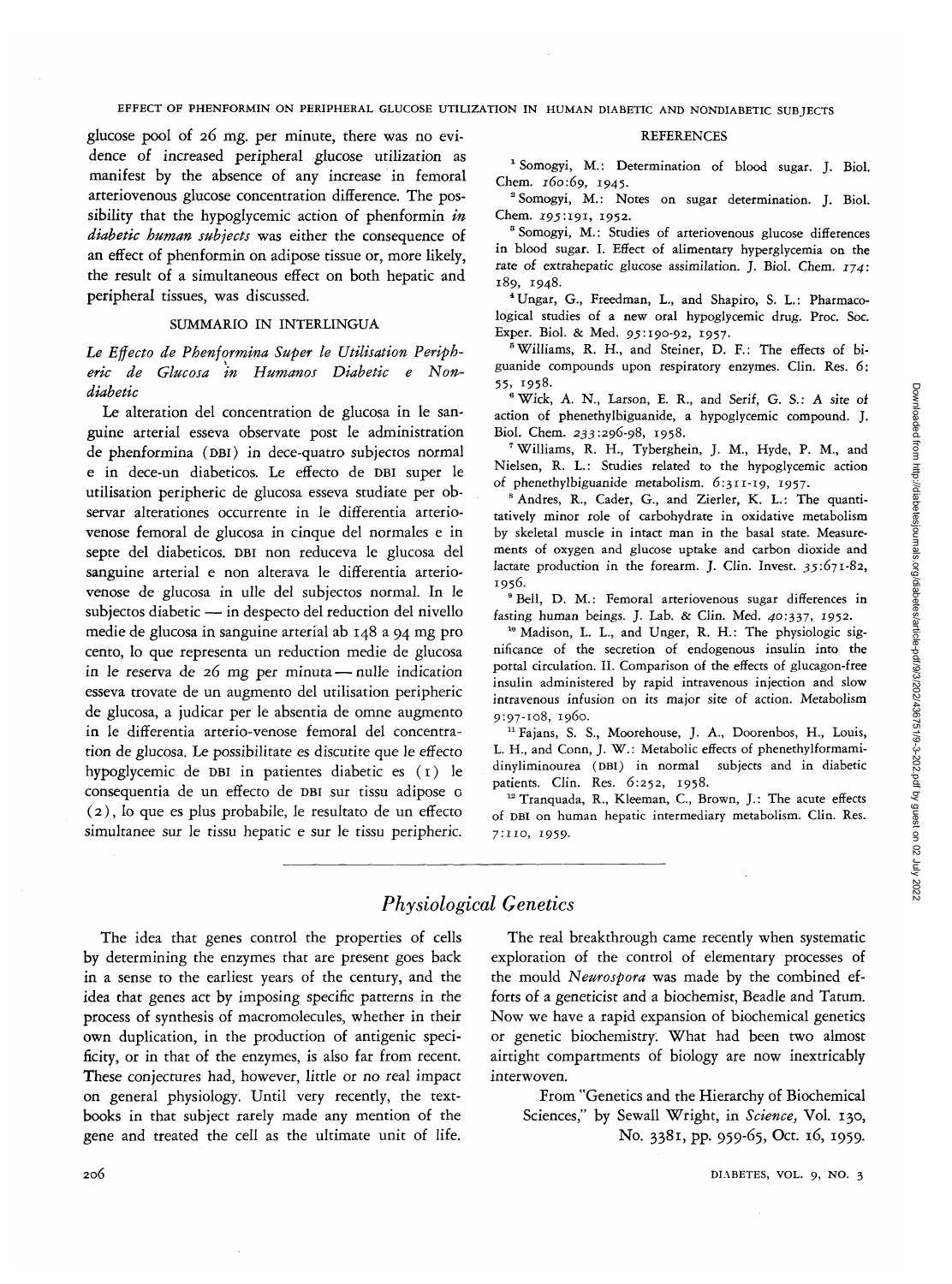glucose pool of 26 mg. per minute, there was no evidence of increased peripheral glucose utilization as manifest by the absence of any increase in femoral arteriovenous glucose concentration difference. The possibility that the hypoglycemic action of phenformin *in diabetic human subjects* was either the consequence of an effect of phenformin on adipose tissue or, more likely, the result of a simultaneous effect on both hepatic and peripheral tissues, was discussed.

## SUMMARIO IN INTERLINGUA

### *Le Effecto de Phenformina Super le Utilisation Peripheric de Glucosa in Humanos Diabetic e Nondiabetic*

Le alteration del concentration de glucosa in le sanguine arterial esseva observate post le administration de phenformina (DBI) in dece-quatro subjectos normal e in dece-un diabeticos. Le effecto de DBI super le utilisation peripheric de glucosa esseva studiate per observar alterationes occurrente in le differentia arteriovenose femoral de glucosa in cinque del normales e in septe del diabeticos. DBI non reduceva le glucosa del sanguine arterial e non alterava le differentia arteriovenose de glucosa in ulle del subjectos normal. In le subjectos diabetic — in despecto del reduction del nivello medie de glucosa in sanguine arterial ab 148 a 94 mg pro cento, lo que representa un reduction medie de glucosa in le reserva de 26 mg per minuta — nulle indication esseva trovate de un augmento del utilisation peripheric de glucosa, a judicar per le absentia de omne augmento in le differentia arterio-venose femoral del concentration de glucosa. Le possibilitate es discutite que le effecto hypoglycemic de DBI in patientes diabetic es (1) le consequentia de un effecto de DBI sur tissu adipose o (2), lo que es plus probabile, le resultato de un effecto simultanee sur le tissu hepatic e sur le tissu peripheric.

## REFERENCES

[1] Somogyi, M.: Determination of blood sugar. J. Biol. Chem. *160*:69, 1945.

[2] Somogyi, M.: Notes on sugar determination. J. Biol. Chem. *195*:191, 1952.

[3] Somogyi, M.: Studies of arteriovenous glucose differences in blood sugar. I. Effect of alimentary hyperglycemia on the rate of extrahepatic glucose assimilation. J. Biol. Chem. *174*: 189, 1948.

[4] Ungar, G., Freedman, L., and Shapiro, S. L.: Pharmacological studies of a new oral hypoglycemic drug. Proc. Soc. Exper. Biol. & Med. *95*:190-92, 1957.

[5] Williams, R. H., and Steiner, D. F.: The effects of biguanide compounds upon respiratory enzymes. Clin. Res. *6*: 55, 1958.

[6] Wick, A. N., Larson, E. R., and Serif, G. S.: A site of action of phenethylbiguanide, a hypoglycemic compound. J. Biol. Chem. *233*:296-98, 1958.

[7] Williams, R. H., Tyberghein, J. M., Hyde, P. M., and Nielsen, R. L.: Studies related to the hypoglycemic action of phenethylbiguanide metabolism. *6*:311-19, 1957.

[8] Andres, R., Cader, G., and Zierler, K. L.: The quantitatively minor role of carbohydrate in oxidative metabolism by skeletal muscle in intact man in the basal state. Measurements of oxygen and glucose uptake and carbon dioxide and lactate production in the forearm. J. Clin. Invest. *35*:671-82, 1956.

[9] Bell, D. M.: Femoral arteriovenous sugar differences in fasting human beings. J. Lab. & Clin. Med. *40*:337, 1952.

[10] Madison, L. L., and Unger, R. H.: The physiologic significance of the secretion of endogenous insulin into the portal circulation. II. Comparison of the effects of glucagon-free insulin administered by rapid intravenous injection and slow intravenous infusion on its major site of action. Metabolism *9*:97-108, 1960.

[11] Fajans, S. S., Moorehouse, J. A., Doorenbos, H., Louis, L. H., and Conn, J. W.: Metabolic effects of phenethylformamidinyliminourea (DBI) in normal subjects and in diabetic patients. Clin. Res. *6*:252, 1958.

[12] Tranquada, R., Kleeman, C., Brown, J.: The acute effects of DBI on human hepatic intermediary metabolism. Clin. Res. *7*:110, 1959.

---

## *Physiological Genetics*

The idea that genes control the properties of cells by determining the enzymes that are present goes back in a sense to the earliest years of the century, and the idea that genes act by imposing specific patterns in the process of synthesis of macromolecules, whether in their own duplication, in the production of antigenic specificity, or in that of the enzymes, is also far from recent. These conjectures had, however, little or no real impact on general physiology. Until very recently, the textbooks in that subject rarely made any mention of the gene and treated the cell as the ultimate unit of life.

The real breakthrough came recently when systematic exploration of the control of elementary processes of the mould *Neurospora* was made by the combined efforts of a geneticist and a biochemist, Beadle and Tatum. Now we have a rapid expansion of biochemical genetics or genetic biochemistry. What had been two almost airtight compartments of biology are now inextricably interwoven.

From "Genetics and the Hierarchy of Biochemical Sciences," by Sewall Wright, in *Science*, Vol. 130, No. 3381, pp. 959-65, Oct. 16, 1959.